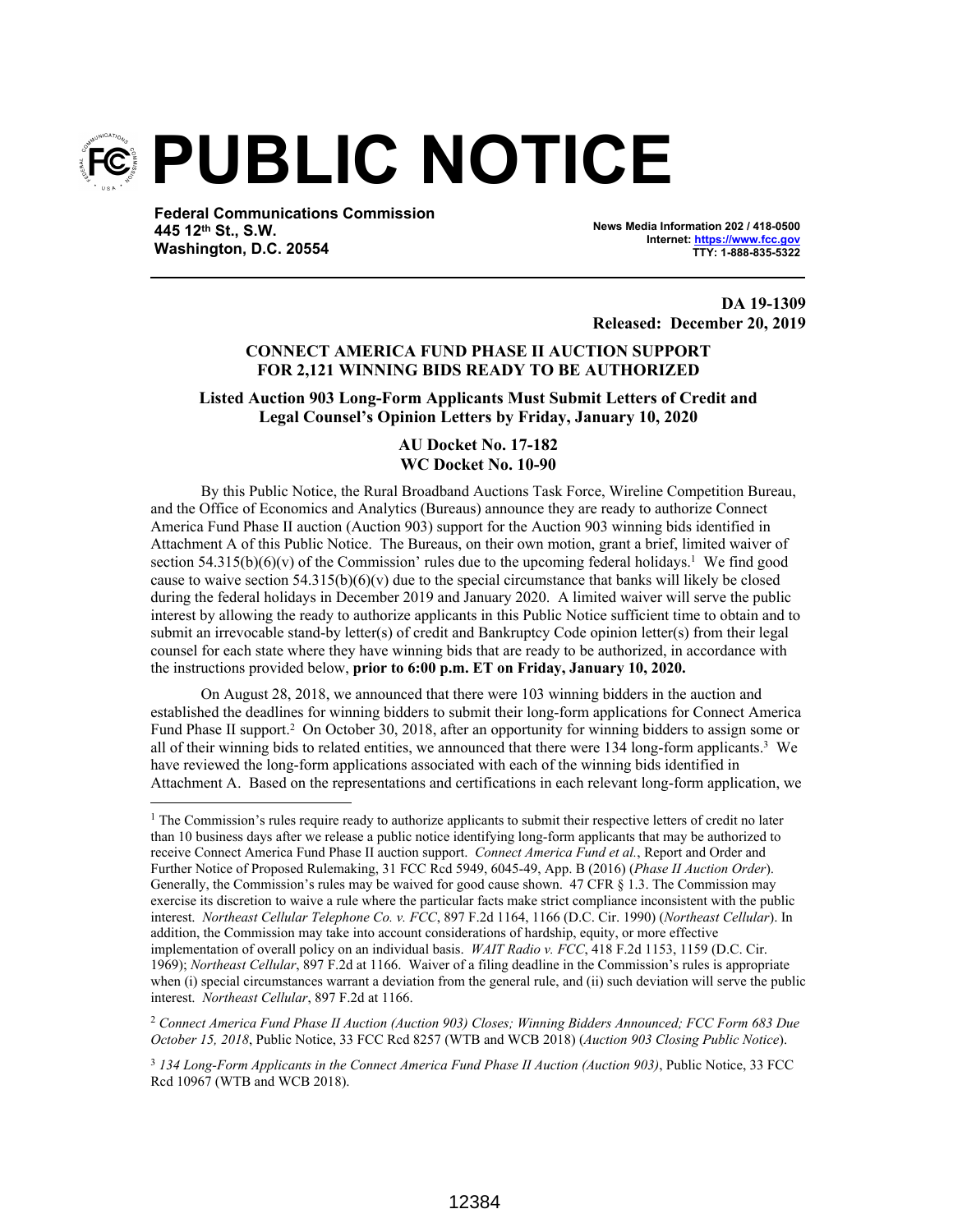# PUBLIC NOTICE

**Federal Communications Commission**
**445 12th St., S.W.**
**Washington, D.C. 20554**

**News Media Information 202 / 418-0500**
**Internet: https://www.fcc.gov**
**TTY: 1-888-835-5322**

**DA 19-1309**
**Released: December 20, 2019**

## CONNECT AMERICA FUND PHASE II AUCTION SUPPORT FOR 2,121 WINNING BIDS READY TO BE AUTHORIZED

### Listed Auction 903 Long-Form Applicants Must Submit Letters of Credit and Legal Counsel's Opinion Letters by Friday, January 10, 2020

**AU Docket No. 17-182**
**WC Docket No. 10-90**

By this Public Notice, the Rural Broadband Auctions Task Force, Wireline Competition Bureau, and the Office of Economics and Analytics (Bureaus) announce they are ready to authorize Connect America Fund Phase II auction (Auction 903) support for the Auction 903 winning bids identified in Attachment A of this Public Notice. The Bureaus, on their own motion, grant a brief, limited waiver of section 54.315(b)(6)(v) of the Commission' rules due to the upcoming federal holidays.[1] We find good cause to waive section 54.315(b)(6)(v) due to the special circumstance that banks will likely be closed during the federal holidays in December 2019 and January 2020. A limited waiver will serve the public interest by allowing the ready to authorize applicants in this Public Notice sufficient time to obtain and to submit an irrevocable stand-by letter(s) of credit and Bankruptcy Code opinion letter(s) from their legal counsel for each state where they have winning bids that are ready to be authorized, in accordance with the instructions provided below, **prior to 6:00 p.m. ET on Friday, January 10, 2020.**

On August 28, 2018, we announced that there were 103 winning bidders in the auction and established the deadlines for winning bidders to submit their long-form applications for Connect America Fund Phase II support.[2] On October 30, 2018, after an opportunity for winning bidders to assign some or all of their winning bids to related entities, we announced that there were 134 long-form applicants.[3] We have reviewed the long-form applications associated with each of the winning bids identified in Attachment A. Based on the representations and certifications in each relevant long-form application, we

---

[1] The Commission's rules require ready to authorize applicants to submit their respective letters of credit no later than 10 business days after we release a public notice identifying long-form applicants that may be authorized to receive Connect America Fund Phase II auction support. *Connect America Fund et al.*, Report and Order and Further Notice of Proposed Rulemaking, 31 FCC Rcd 5949, 6045-49, App. B (2016) (*Phase II Auction Order*). Generally, the Commission's rules may be waived for good cause shown. 47 CFR § 1.3. The Commission may exercise its discretion to waive a rule where the particular facts make strict compliance inconsistent with the public interest. *Northeast Cellular Telephone Co. v. FCC*, 897 F.2d 1164, 1166 (D.C. Cir. 1990) (*Northeast Cellular*). In addition, the Commission may take into account considerations of hardship, equity, or more effective implementation of overall policy on an individual basis. *WAIT Radio v. FCC*, 418 F.2d 1153, 1159 (D.C. Cir. 1969); *Northeast Cellular*, 897 F.2d at 1166. Waiver of a filing deadline in the Commission's rules is appropriate when (i) special circumstances warrant a deviation from the general rule, and (ii) such deviation will serve the public interest. *Northeast Cellular*, 897 F.2d at 1166.

[2] *Connect America Fund Phase II Auction (Auction 903) Closes; Winning Bidders Announced; FCC Form 683 Due October 15, 2018*, Public Notice, 33 FCC Rcd 8257 (WTB and WCB 2018) (*Auction 903 Closing Public Notice*).

[3] *134 Long-Form Applicants in the Connect America Fund Phase II Auction (Auction 903)*, Public Notice, 33 FCC Rcd 10967 (WTB and WCB 2018).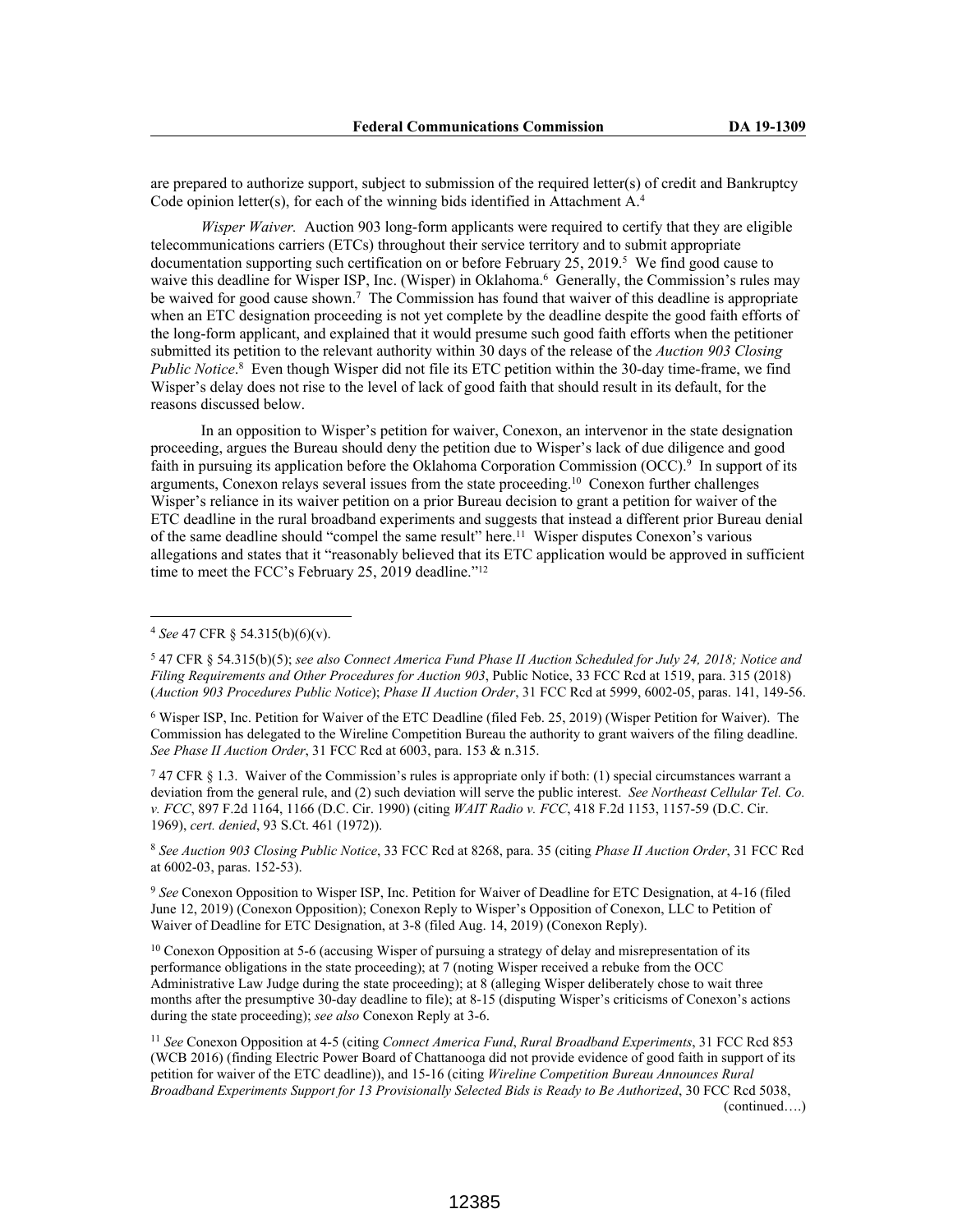are prepared to authorize support, subject to submission of the required letter(s) of credit and Bankruptcy Code opinion letter(s), for each of the winning bids identified in Attachment A.[4]

*Wisper Waiver.* Auction 903 long-form applicants were required to certify that they are eligible telecommunications carriers (ETCs) throughout their service territory and to submit appropriate documentation supporting such certification on or before February 25, 2019.[5] We find good cause to waive this deadline for Wisper ISP, Inc. (Wisper) in Oklahoma.[6] Generally, the Commission's rules may be waived for good cause shown.[7] The Commission has found that waiver of this deadline is appropriate when an ETC designation proceeding is not yet complete by the deadline despite the good faith efforts of the long-form applicant, and explained that it would presume such good faith efforts when the petitioner submitted its petition to the relevant authority within 30 days of the release of the *Auction 903 Closing Public Notice*.[8] Even though Wisper did not file its ETC petition within the 30-day time-frame, we find Wisper's delay does not rise to the level of lack of good faith that should result in its default, for the reasons discussed below.

In an opposition to Wisper's petition for waiver, Conexon, an intervenor in the state designation proceeding, argues the Bureau should deny the petition due to Wisper's lack of due diligence and good faith in pursuing its application before the Oklahoma Corporation Commission (OCC).[9] In support of its arguments, Conexon relays several issues from the state proceeding.[10] Conexon further challenges Wisper's reliance in its waiver petition on a prior Bureau decision to grant a petition for waiver of the ETC deadline in the rural broadband experiments and suggests that instead a different prior Bureau denial of the same deadline should "compel the same result" here.[11] Wisper disputes Conexon's various allegations and states that it "reasonably believed that its ETC application would be approved in sufficient time to meet the FCC's February 25, 2019 deadline."[12]

---

[4] *See* 47 CFR § 54.315(b)(6)(v).

[5] 47 CFR § 54.315(b)(5); *see also Connect America Fund Phase II Auction Scheduled for July 24, 2018; Notice and Filing Requirements and Other Procedures for Auction 903*, Public Notice, 33 FCC Rcd at 1519, para. 315 (2018) (*Auction 903 Procedures Public Notice*); *Phase II Auction Order*, 31 FCC Rcd at 5999, 6002-05, paras. 141, 149-56.

[6] Wisper ISP, Inc. Petition for Waiver of the ETC Deadline (filed Feb. 25, 2019) (Wisper Petition for Waiver). The Commission has delegated to the Wireline Competition Bureau the authority to grant waivers of the filing deadline. *See Phase II Auction Order*, 31 FCC Rcd at 6003, para. 153 & n.315.

[7] 47 CFR § 1.3. Waiver of the Commission's rules is appropriate only if both: (1) special circumstances warrant a deviation from the general rule, and (2) such deviation will serve the public interest. *See Northeast Cellular Tel. Co. v. FCC*, 897 F.2d 1164, 1166 (D.C. Cir. 1990) (citing *WAIT Radio v. FCC*, 418 F.2d 1153, 1157-59 (D.C. Cir. 1969), *cert. denied*, 93 S.Ct. 461 (1972)).

[8] *See Auction 903 Closing Public Notice*, 33 FCC Rcd at 8268, para. 35 (citing *Phase II Auction Order*, 31 FCC Rcd at 6002-03, paras. 152-53).

[9] *See* Conexon Opposition to Wisper ISP, Inc. Petition for Waiver of Deadline for ETC Designation, at 4-16 (filed June 12, 2019) (Conexon Opposition); Conexon Reply to Wisper's Opposition of Conexon, LLC to Petition of Waiver of Deadline for ETC Designation, at 3-8 (filed Aug. 14, 2019) (Conexon Reply).

[10] Conexon Opposition at 5-6 (accusing Wisper of pursuing a strategy of delay and misrepresentation of its performance obligations in the state proceeding); at 7 (noting Wisper received a rebuke from the OCC Administrative Law Judge during the state proceeding); at 8 (alleging Wisper deliberately chose to wait three months after the presumptive 30-day deadline to file); at 8-15 (disputing Wisper's criticisms of Conexon's actions during the state proceeding); *see also* Conexon Reply at 3-6.

[11] *See* Conexon Opposition at 4-5 (citing *Connect America Fund*, *Rural Broadband Experiments*, 31 FCC Rcd 853 (WCB 2016) (finding Electric Power Board of Chattanooga did not provide evidence of good faith in support of its petition for waiver of the ETC deadline)), and 15-16 (citing *Wireline Competition Bureau Announces Rural Broadband Experiments Support for 13 Provisionally Selected Bids is Ready to Be Authorized*, 30 FCC Rcd 5038,

(continued….)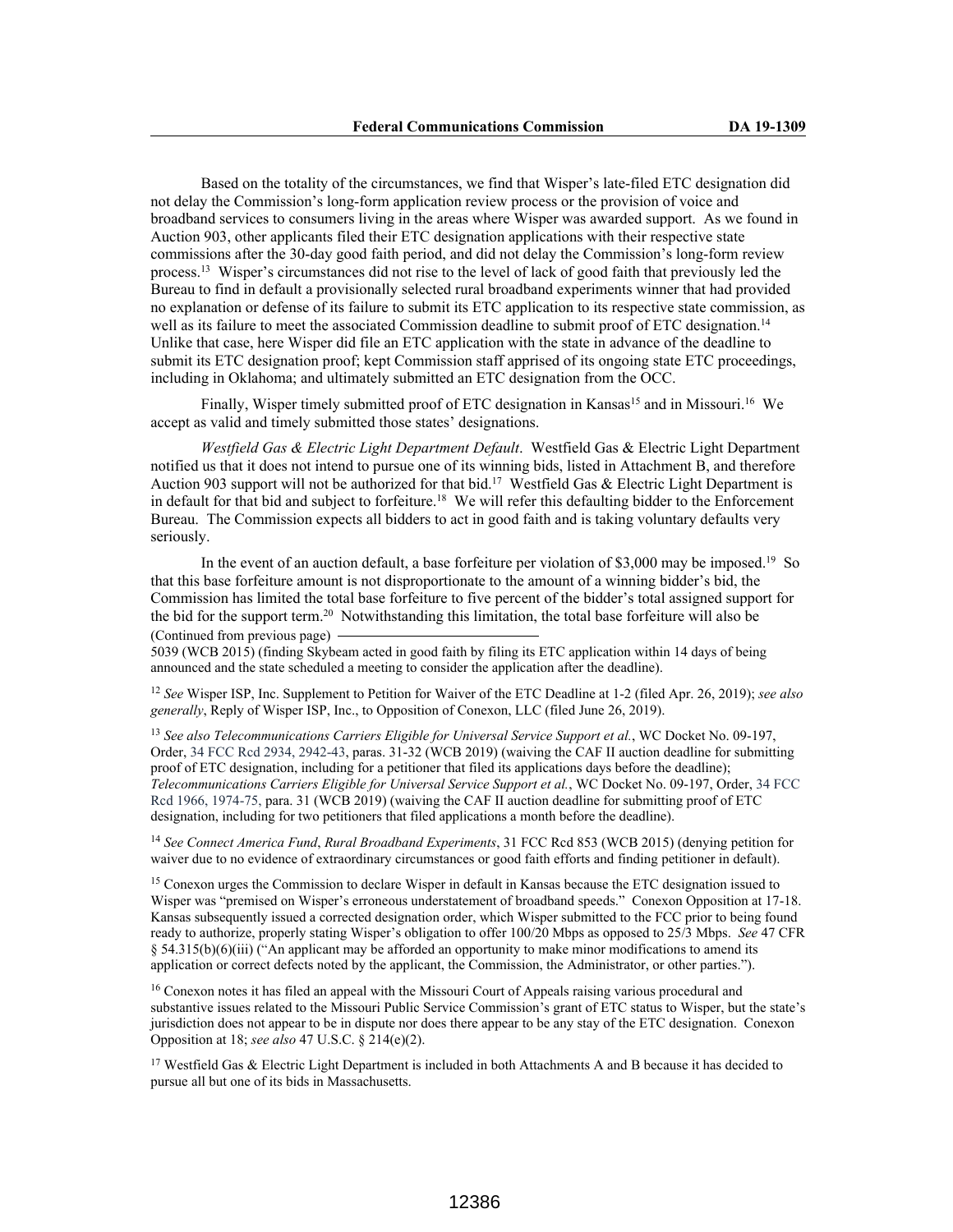Based on the totality of the circumstances, we find that Wisper's late-filed ETC designation did not delay the Commission's long-form application review process or the provision of voice and broadband services to consumers living in the areas where Wisper was awarded support. As we found in Auction 903, other applicants filed their ETC designation applications with their respective state commissions after the 30-day good faith period, and did not delay the Commission's long-form review process.[13] Wisper's circumstances did not rise to the level of lack of good faith that previously led the Bureau to find in default a provisionally selected rural broadband experiments winner that had provided no explanation or defense of its failure to submit its ETC application to its respective state commission, as well as its failure to meet the associated Commission deadline to submit proof of ETC designation.[14] Unlike that case, here Wisper did file an ETC application with the state in advance of the deadline to submit its ETC designation proof; kept Commission staff apprised of its ongoing state ETC proceedings, including in Oklahoma; and ultimately submitted an ETC designation from the OCC.

Finally, Wisper timely submitted proof of ETC designation in Kansas[15] and in Missouri.[16] We accept as valid and timely submitted those states' designations.

*Westfield Gas & Electric Light Department Default*. Westfield Gas & Electric Light Department notified us that it does not intend to pursue one of its winning bids, listed in Attachment B, and therefore Auction 903 support will not be authorized for that bid.[17] Westfield Gas & Electric Light Department is in default for that bid and subject to forfeiture.[18] We will refer this defaulting bidder to the Enforcement Bureau. The Commission expects all bidders to act in good faith and is taking voluntary defaults very seriously.

In the event of an auction default, a base forfeiture per violation of $3,000 may be imposed.[19] So that this base forfeiture amount is not disproportionate to the amount of a winning bidder's bid, the Commission has limited the total base forfeiture to five percent of the bidder's total assigned support for the bid for the support term.[20] Notwithstanding this limitation, the total base forfeiture will also be

(Continued from previous page)

5039 (WCB 2015) (finding Skybeam acted in good faith by filing its ETC application within 14 days of being announced and the state scheduled a meeting to consider the application after the deadline).

[12] *See* Wisper ISP, Inc. Supplement to Petition for Waiver of the ETC Deadline at 1-2 (filed Apr. 26, 2019); *see also generally*, Reply of Wisper ISP, Inc., to Opposition of Conexon, LLC (filed June 26, 2019).

[13] *See also Telecommunications Carriers Eligible for Universal Service Support et al.*, WC Docket No. 09-197, Order, 34 FCC Rcd 2934, 2942-43, paras. 31-32 (WCB 2019) (waiving the CAF II auction deadline for submitting proof of ETC designation, including for a petitioner that filed its applications days before the deadline); *Telecommunications Carriers Eligible for Universal Service Support et al.*, WC Docket No. 09-197, Order, 34 FCC Rcd 1966, 1974-75, para. 31 (WCB 2019) (waiving the CAF II auction deadline for submitting proof of ETC designation, including for two petitioners that filed applications a month before the deadline).

[14] *See Connect America Fund*, *Rural Broadband Experiments*, 31 FCC Rcd 853 (WCB 2015) (denying petition for waiver due to no evidence of extraordinary circumstances or good faith efforts and finding petitioner in default).

[15] Conexon urges the Commission to declare Wisper in default in Kansas because the ETC designation issued to Wisper was "premised on Wisper's erroneous understatement of broadband speeds." Conexon Opposition at 17-18. Kansas subsequently issued a corrected designation order, which Wisper submitted to the FCC prior to being found ready to authorize, properly stating Wisper's obligation to offer 100/20 Mbps as opposed to 25/3 Mbps. *See* 47 CFR § 54.315(b)(6)(iii) ("An applicant may be afforded an opportunity to make minor modifications to amend its application or correct defects noted by the applicant, the Commission, the Administrator, or other parties.").

[16] Conexon notes it has filed an appeal with the Missouri Court of Appeals raising various procedural and substantive issues related to the Missouri Public Service Commission's grant of ETC status to Wisper, but the state's jurisdiction does not appear to be in dispute nor does there appear to be any stay of the ETC designation. Conexon Opposition at 18; *see also* 47 U.S.C. § 214(e)(2).

[17] Westfield Gas & Electric Light Department is included in both Attachments A and B because it has decided to pursue all but one of its bids in Massachusetts.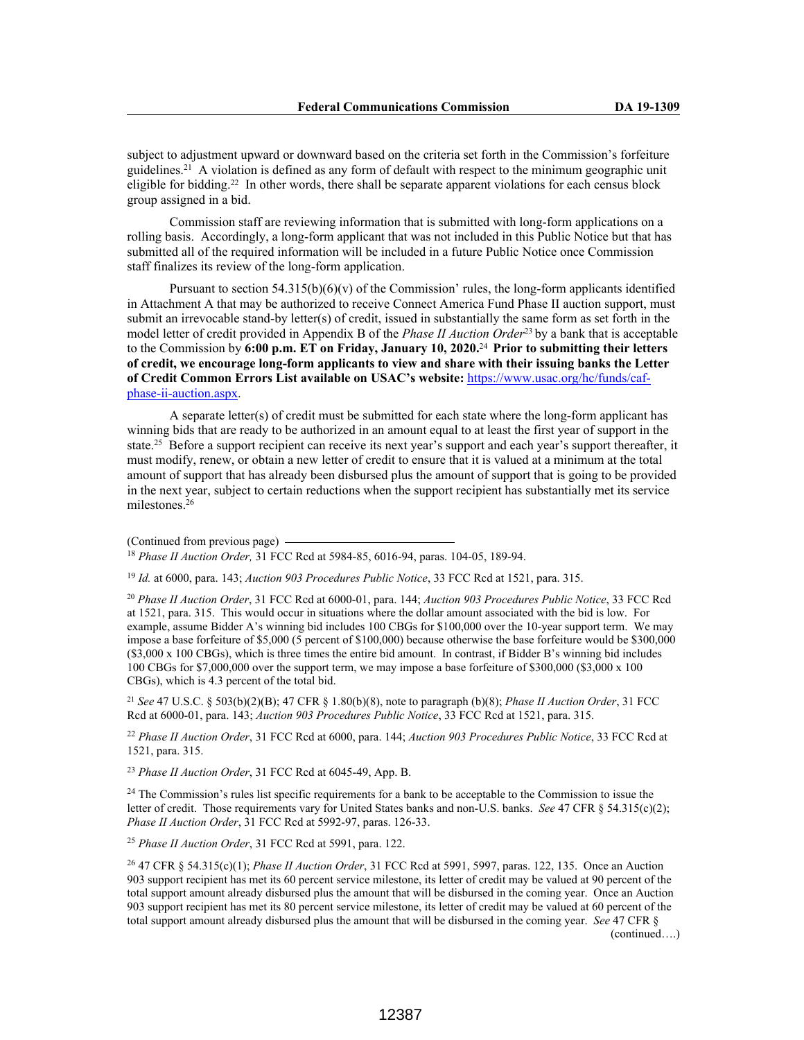subject to adjustment upward or downward based on the criteria set forth in the Commission's forfeiture guidelines.[21] A violation is defined as any form of default with respect to the minimum geographic unit eligible for bidding.[22] In other words, there shall be separate apparent violations for each census block group assigned in a bid.

Commission staff are reviewing information that is submitted with long-form applications on a rolling basis. Accordingly, a long-form applicant that was not included in this Public Notice but that has submitted all of the required information will be included in a future Public Notice once Commission staff finalizes its review of the long-form application.

Pursuant to section 54.315(b)(6)(v) of the Commission' rules, the long-form applicants identified in Attachment A that may be authorized to receive Connect America Fund Phase II auction support, must submit an irrevocable stand-by letter(s) of credit, issued in substantially the same form as set forth in the model letter of credit provided in Appendix B of the *Phase II Auction Order*[23] by a bank that is acceptable to the Commission by **6:00 p.m. ET on Friday, January 10, 2020.**[24] **Prior to submitting their letters of credit, we encourage long-form applicants to view and share with their issuing banks the Letter of Credit Common Errors List available on USAC's website:** https://www.usac.org/hc/funds/caf-phase-ii-auction.aspx.

A separate letter(s) of credit must be submitted for each state where the long-form applicant has winning bids that are ready to be authorized in an amount equal to at least the first year of support in the state.[25] Before a support recipient can receive its next year's support and each year's support thereafter, it must modify, renew, or obtain a new letter of credit to ensure that it is valued at a minimum at the total amount of support that has already been disbursed plus the amount of support that is going to be provided in the next year, subject to certain reductions when the support recipient has substantially met its service milestones.[26]

---

(Continued from previous page)

[18] *Phase II Auction Order,* 31 FCC Rcd at 5984-85, 6016-94, paras. 104-05, 189-94.

[19] *Id.* at 6000, para. 143; *Auction 903 Procedures Public Notice*, 33 FCC Rcd at 1521, para. 315.

[20] *Phase II Auction Order*, 31 FCC Rcd at 6000-01, para. 144; *Auction 903 Procedures Public Notice*, 33 FCC Rcd at 1521, para. 315. This would occur in situations where the dollar amount associated with the bid is low. For example, assume Bidder A's winning bid includes 100 CBGs for $100,000 over the 10-year support term. We may impose a base forfeiture of $5,000 (5 percent of $100,000) because otherwise the base forfeiture would be $300,000 ($3,000 x 100 CBGs), which is three times the entire bid amount. In contrast, if Bidder B's winning bid includes 100 CBGs for $7,000,000 over the support term, we may impose a base forfeiture of $300,000 ($3,000 x 100 CBGs), which is 4.3 percent of the total bid.

[21] *See* 47 U.S.C. § 503(b)(2)(B); 47 CFR § 1.80(b)(8), note to paragraph (b)(8); *Phase II Auction Order*, 31 FCC Rcd at 6000-01, para. 143; *Auction 903 Procedures Public Notice*, 33 FCC Rcd at 1521, para. 315.

[22] *Phase II Auction Order*, 31 FCC Rcd at 6000, para. 144; *Auction 903 Procedures Public Notice*, 33 FCC Rcd at 1521, para. 315.

[23] *Phase II Auction Order*, 31 FCC Rcd at 6045-49, App. B.

[24] The Commission's rules list specific requirements for a bank to be acceptable to the Commission to issue the letter of credit. Those requirements vary for United States banks and non-U.S. banks. *See* 47 CFR § 54.315(c)(2); *Phase II Auction Order*, 31 FCC Rcd at 5992-97, paras. 126-33.

[25] *Phase II Auction Order*, 31 FCC Rcd at 5991, para. 122.

[26] 47 CFR § 54.315(c)(1); *Phase II Auction Order*, 31 FCC Rcd at 5991, 5997, paras. 122, 135. Once an Auction 903 support recipient has met its 60 percent service milestone, its letter of credit may be valued at 90 percent of the total support amount already disbursed plus the amount that will be disbursed in the coming year. Once an Auction 903 support recipient has met its 80 percent service milestone, its letter of credit may be valued at 60 percent of the total support amount already disbursed plus the amount that will be disbursed in the coming year. *See* 47 CFR §

(continued….)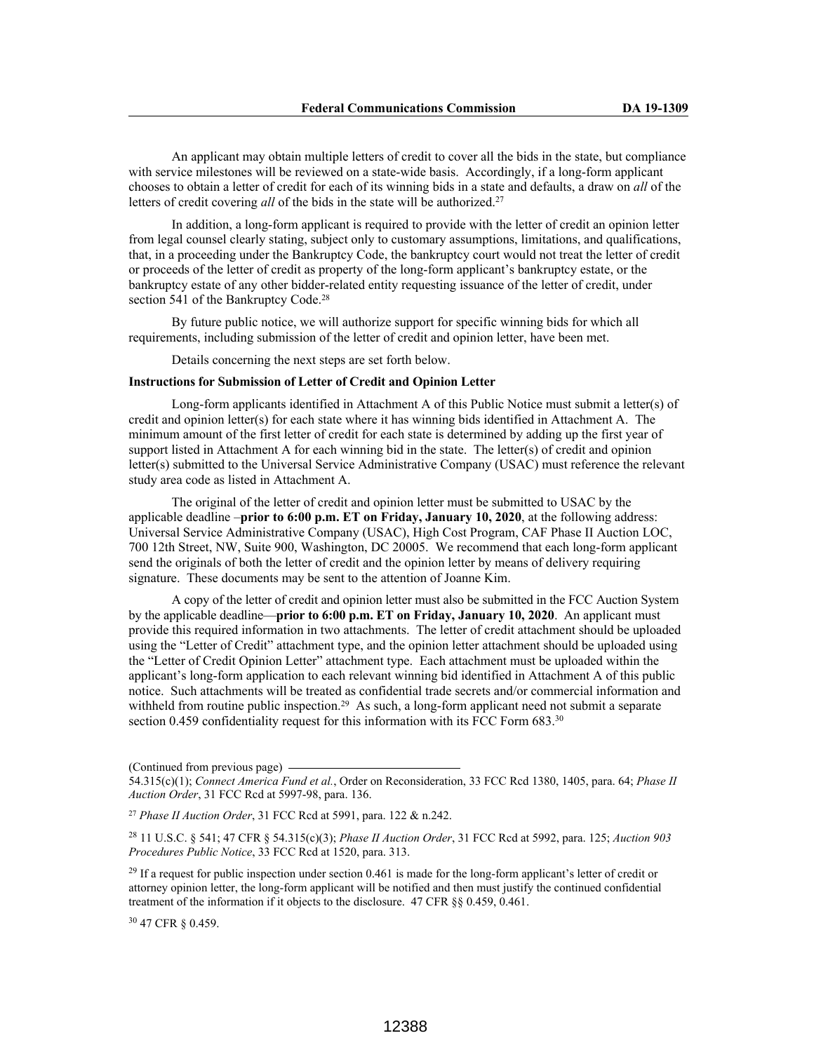An applicant may obtain multiple letters of credit to cover all the bids in the state, but compliance with service milestones will be reviewed on a state-wide basis. Accordingly, if a long-form applicant chooses to obtain a letter of credit for each of its winning bids in a state and defaults, a draw on *all* of the letters of credit covering *all* of the bids in the state will be authorized.[27]

In addition, a long-form applicant is required to provide with the letter of credit an opinion letter from legal counsel clearly stating, subject only to customary assumptions, limitations, and qualifications, that, in a proceeding under the Bankruptcy Code, the bankruptcy court would not treat the letter of credit or proceeds of the letter of credit as property of the long-form applicant's bankruptcy estate, or the bankruptcy estate of any other bidder-related entity requesting issuance of the letter of credit, under section 541 of the Bankruptcy Code.[28]

By future public notice, we will authorize support for specific winning bids for which all requirements, including submission of the letter of credit and opinion letter, have been met.

Details concerning the next steps are set forth below.

**Instructions for Submission of Letter of Credit and Opinion Letter**

Long-form applicants identified in Attachment A of this Public Notice must submit a letter(s) of credit and opinion letter(s) for each state where it has winning bids identified in Attachment A. The minimum amount of the first letter of credit for each state is determined by adding up the first year of support listed in Attachment A for each winning bid in the state. The letter(s) of credit and opinion letter(s) submitted to the Universal Service Administrative Company (USAC) must reference the relevant study area code as listed in Attachment A.

The original of the letter of credit and opinion letter must be submitted to USAC by the applicable deadline –**prior to 6:00 p.m. ET on Friday, January 10, 2020**, at the following address: Universal Service Administrative Company (USAC), High Cost Program, CAF Phase II Auction LOC, 700 12th Street, NW, Suite 900, Washington, DC 20005. We recommend that each long-form applicant send the originals of both the letter of credit and the opinion letter by means of delivery requiring signature. These documents may be sent to the attention of Joanne Kim.

A copy of the letter of credit and opinion letter must also be submitted in the FCC Auction System by the applicable deadline—**prior to 6:00 p.m. ET on Friday, January 10, 2020**. An applicant must provide this required information in two attachments. The letter of credit attachment should be uploaded using the "Letter of Credit" attachment type, and the opinion letter attachment should be uploaded using the "Letter of Credit Opinion Letter" attachment type. Each attachment must be uploaded within the applicant's long-form application to each relevant winning bid identified in Attachment A of this public notice. Such attachments will be treated as confidential trade secrets and/or commercial information and withheld from routine public inspection.[29] As such, a long-form applicant need not submit a separate section 0.459 confidentiality request for this information with its FCC Form 683.[30]

(Continued from previous page)

54.315(c)(1); *Connect America Fund et al.*, Order on Reconsideration, 33 FCC Rcd 1380, 1405, para. 64; *Phase II Auction Order*, 31 FCC Rcd at 5997-98, para. 136.

[27] *Phase II Auction Order*, 31 FCC Rcd at 5991, para. 122 & n.242.

[28] 11 U.S.C. § 541; 47 CFR § 54.315(c)(3); *Phase II Auction Order*, 31 FCC Rcd at 5992, para. 125; *Auction 903 Procedures Public Notice*, 33 FCC Rcd at 1520, para. 313.

[29] If a request for public inspection under section 0.461 is made for the long-form applicant's letter of credit or attorney opinion letter, the long-form applicant will be notified and then must justify the continued confidential treatment of the information if it objects to the disclosure. 47 CFR §§ 0.459, 0.461.

[30] 47 CFR § 0.459.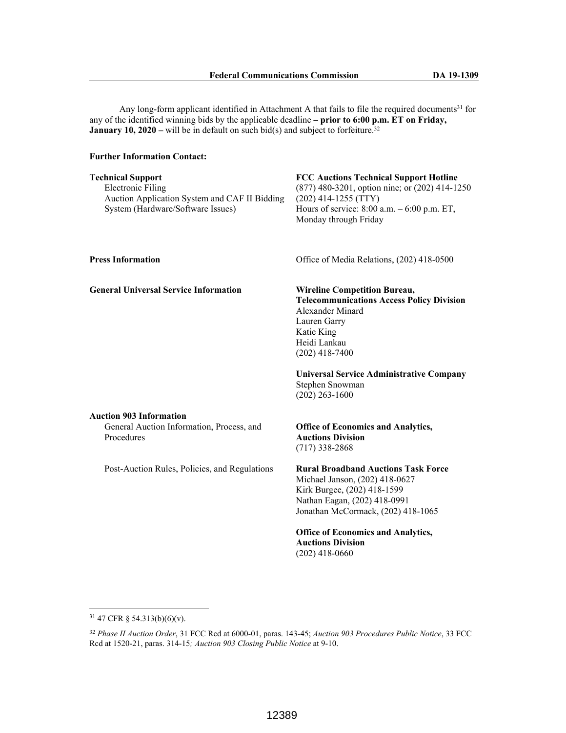Any long-form applicant identified in Attachment A that fails to file the required documents[31] for any of the identified winning bids by the applicable deadline **– prior to 6:00 p.m. ET on Friday, January 10, 2020 –** will be in default on such bid(s) and subject to forfeiture.[32]

**Further Information Contact:**

| | |
|---|---|
| **Technical Support**<br>Electronic Filing<br>Auction Application System and CAF II Bidding System (Hardware/Software Issues) | **FCC Auctions Technical Support Hotline**<br>(877) 480-3201, option nine; or (202) 414-1250<br>(202) 414-1255 (TTY)<br>Hours of service: 8:00 a.m. – 6:00 p.m. ET, Monday through Friday |
| **Press Information** | Office of Media Relations, (202) 418-0500 |
| **General Universal Service Information** | **Wireline Competition Bureau, Telecommunications Access Policy Division**<br>Alexander Minard<br>Lauren Garry<br>Katie King<br>Heidi Lankau<br>(202) 418-7400 |
| | **Universal Service Administrative Company**<br>Stephen Snowman<br>(202) 263-1600 |
| **Auction 903 Information**<br>General Auction Information, Process, and Procedures | **Office of Economics and Analytics, Auctions Division**<br>(717) 338-2868 |
| Post-Auction Rules, Policies, and Regulations | **Rural Broadband Auctions Task Force**<br>Michael Janson, (202) 418-0627<br>Kirk Burgee, (202) 418-1599<br>Nathan Eagan, (202) 418-0991<br>Jonathan McCormack, (202) 418-1065 |
| | **Office of Economics and Analytics, Auctions Division**<br>(202) 418-0660 |

---

[31] 47 CFR § 54.313(b)(6)(v).

[32] *Phase II Auction Order*, 31 FCC Rcd at 6000-01, paras. 143-45; *Auction 903 Procedures Public Notice*, 33 FCC Rcd at 1520-21, paras. 314-15*; Auction 903 Closing Public Notice* at 9-10.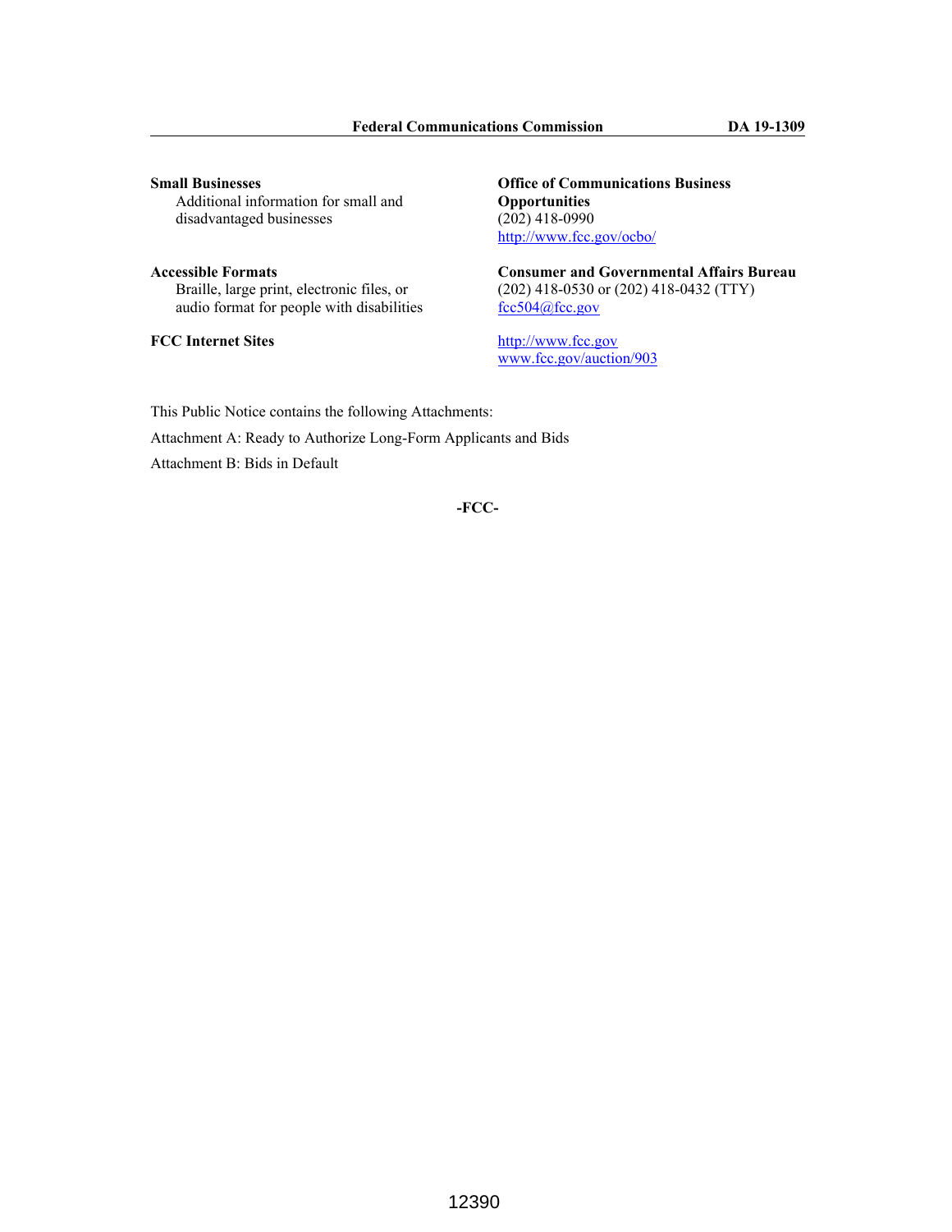| | |
|---|---|
| **Small Businesses**<br>Additional information for small and disadvantaged businesses | **Office of Communications Business Opportunities**<br>(202) 418-0990<br>http://www.fcc.gov/ocbo/ |
| **Accessible Formats**<br>Braille, large print, electronic files, or audio format for people with disabilities | **Consumer and Governmental Affairs Bureau**<br>(202) 418-0530 or (202) 418-0432 (TTY)<br>fcc504@fcc.gov |
| **FCC Internet Sites** | http://www.fcc.gov<br>www.fcc.gov/auction/903 |

This Public Notice contains the following Attachments:

Attachment A: Ready to Authorize Long-Form Applicants and Bids

Attachment B: Bids in Default

**-FCC-**